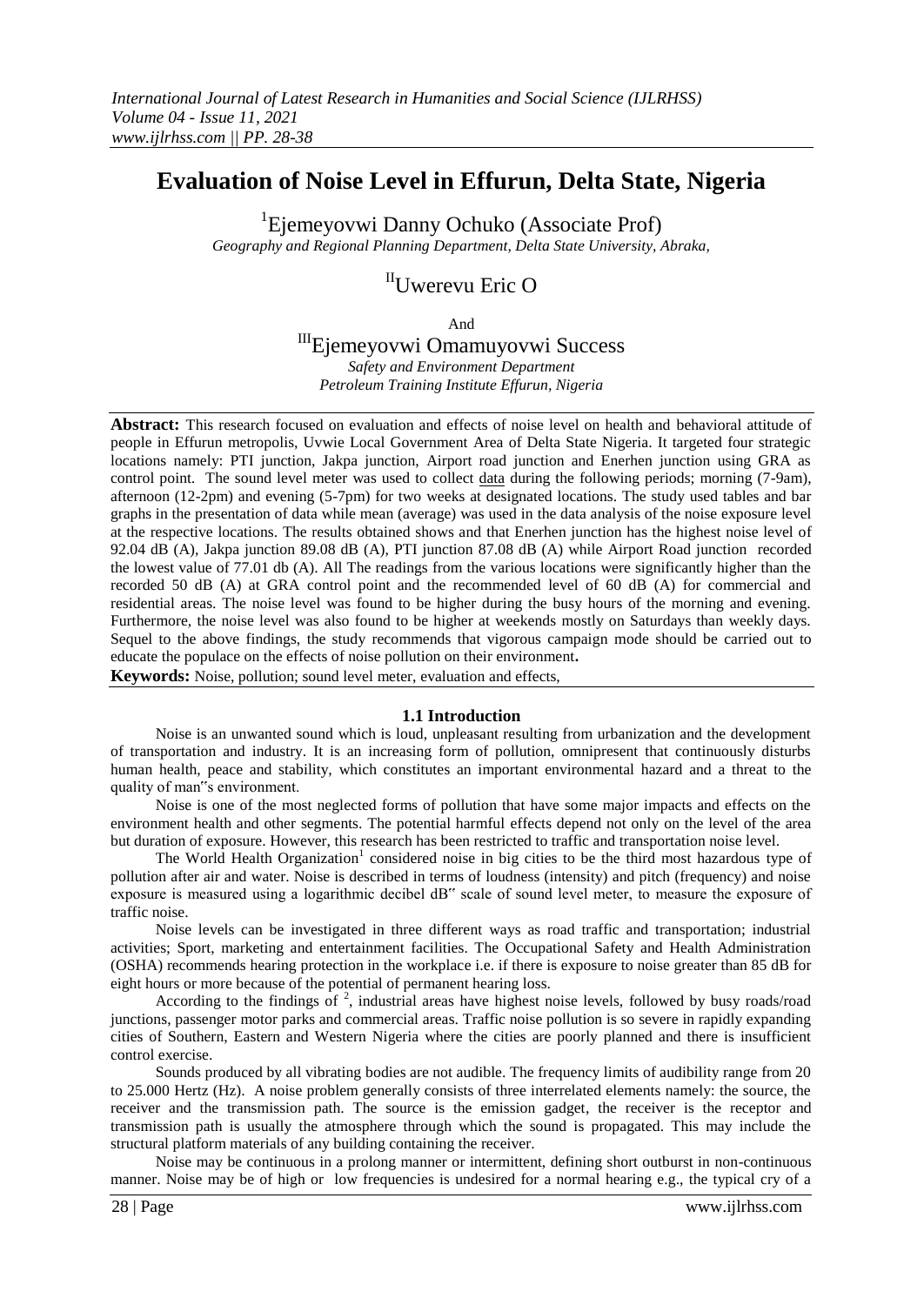# Evaluation of Noise Level in Effurun, Delta State, Nigeria

[1]Ejemeyovwi Danny Ochuko (Associate Prof)

*Geography and Regional Planning Department, Delta State University, Abraka,*

[II]Uwerevu Eric O

And

[III]Ejemeyovwi Omamuyovwi Success

*Safety and Environment Department*
*Petroleum Training Institute Effurun, Nigeria*

---

**Abstract:** This research focused on evaluation and effects of noise level on health and behavioral attitude of people in Effurun metropolis, Uvwie Local Government Area of Delta State Nigeria. It targeted four strategic locations namely: PTI junction, Jakpa junction, Airport road junction and Enerhen junction using GRA as control point. The sound level meter was used to collect data during the following periods; morning (7-9am), afternoon (12-2pm) and evening (5-7pm) for two weeks at designated locations. The study used tables and bar graphs in the presentation of data while mean (average) was used in the data analysis of the noise exposure level at the respective locations. The results obtained shows and that Enerhen junction has the highest noise level of 92.04 dB (A), Jakpa junction 89.08 dB (A), PTI junction 87.08 dB (A) while Airport Road junction recorded the lowest value of 77.01 db (A). All The readings from the various locations were significantly higher than the recorded 50 dB (A) at GRA control point and the recommended level of 60 dB (A) for commercial and residential areas. The noise level was found to be higher during the busy hours of the morning and evening. Furthermore, the noise level was also found to be higher at weekends mostly on Saturdays than weekly days. Sequel to the above findings, the study recommends that vigorous campaign mode should be carried out to educate the populace on the effects of noise pollution on their environment**.**

**Keywords:** Noise, pollution; sound level meter, evaluation and effects,

---

## 1.1 Introduction

Noise is an unwanted sound which is loud, unpleasant resulting from urbanization and the development of transportation and industry. It is an increasing form of pollution, omnipresent that continuously disturbs human health, peace and stability, which constitutes an important environmental hazard and a threat to the quality of man"s environment.

Noise is one of the most neglected forms of pollution that have some major impacts and effects on the environment health and other segments. The potential harmful effects depend not only on the level of the area but duration of exposure. However, this research has been restricted to traffic and transportation noise level.

The World Health Organization[1] considered noise in big cities to be the third most hazardous type of pollution after air and water. Noise is described in terms of loudness (intensity) and pitch (frequency) and noise exposure is measured using a logarithmic decibel dB" scale of sound level meter, to measure the exposure of traffic noise.

Noise levels can be investigated in three different ways as road traffic and transportation; industrial activities; Sport, marketing and entertainment facilities. The Occupational Safety and Health Administration (OSHA) recommends hearing protection in the workplace i.e. if there is exposure to noise greater than 85 dB for eight hours or more because of the potential of permanent hearing loss.

According to the findings of [2], industrial areas have highest noise levels, followed by busy roads/road junctions, passenger motor parks and commercial areas. Traffic noise pollution is so severe in rapidly expanding cities of Southern, Eastern and Western Nigeria where the cities are poorly planned and there is insufficient control exercise.

Sounds produced by all vibrating bodies are not audible. The frequency limits of audibility range from 20 to 25.000 Hertz (Hz). A noise problem generally consists of three interrelated elements namely: the source, the receiver and the transmission path. The source is the emission gadget, the receiver is the receptor and transmission path is usually the atmosphere through which the sound is propagated. This may include the structural platform materials of any building containing the receiver.

Noise may be continuous in a prolong manner or intermittent, defining short outburst in non-continuous manner. Noise may be of high or low frequencies is undesired for a normal hearing e.g., the typical cry of a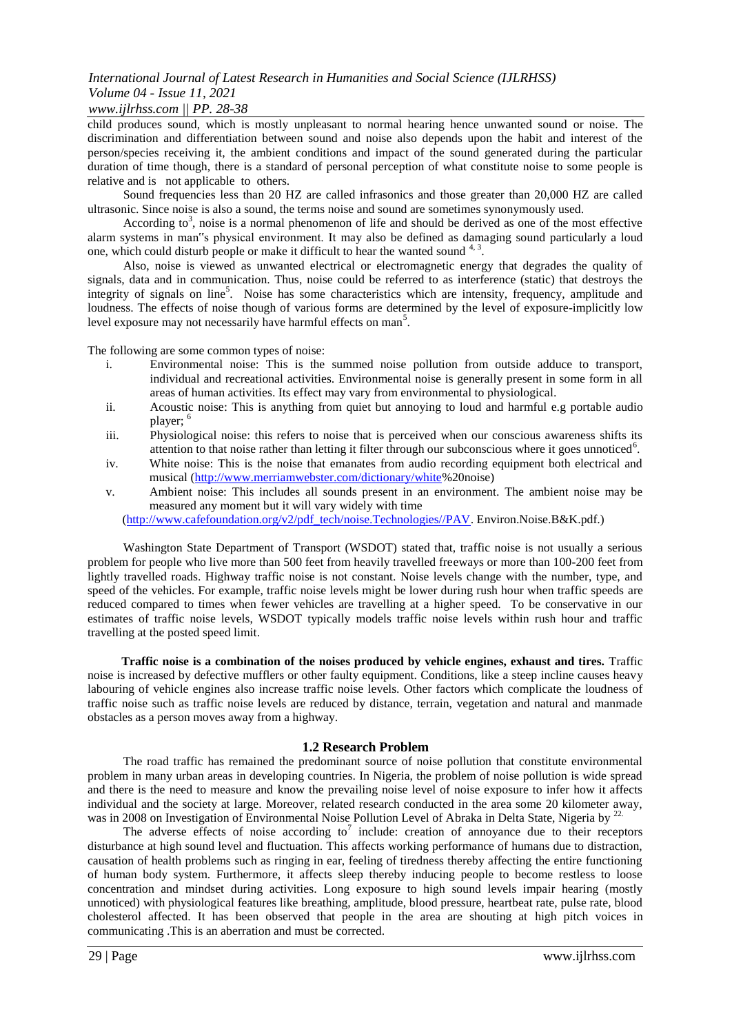child produces sound, which is mostly unpleasant to normal hearing hence unwanted sound or noise. The discrimination and differentiation between sound and noise also depends upon the habit and interest of the person/species receiving it, the ambient conditions and impact of the sound generated during the particular duration of time though, there is a standard of personal perception of what constitute noise to some people is relative and is not applicable to others.

Sound frequencies less than 20 HZ are called infrasonics and those greater than 20,000 HZ are called ultrasonic. Since noise is also a sound, the terms noise and sound are sometimes synonymously used.

According to[3], noise is a normal phenomenon of life and should be derived as one of the most effective alarm systems in man"s physical environment. It may also be defined as damaging sound particularly a loud one, which could disturb people or make it difficult to hear the wanted sound [4, 3].

Also, noise is viewed as unwanted electrical or electromagnetic energy that degrades the quality of signals, data and in communication. Thus, noise could be referred to as interference (static) that destroys the integrity of signals on line[5]. Noise has some characteristics which are intensity, frequency, amplitude and loudness. The effects of noise though of various forms are determined by the level of exposure-implicitly low level exposure may not necessarily have harmful effects on man[5].

The following are some common types of noise:

i. Environmental noise: This is the summed noise pollution from outside adduce to transport, individual and recreational activities. Environmental noise is generally present in some form in all areas of human activities. Its effect may vary from environmental to physiological.
ii. Acoustic noise: This is anything from quiet but annoying to loud and harmful e.g portable audio player; [6]
iii. Physiological noise: this refers to noise that is perceived when our conscious awareness shifts its attention to that noise rather than letting it filter through our subconscious where it goes unnoticed[6].
iv. White noise: This is the noise that emanates from audio recording equipment both electrical and musical (http://www.merriamwebster.com/dictionary/white%20noise)
v. Ambient noise: This includes all sounds present in an environment. The ambient noise may be measured any moment but it will vary widely with time (http://www.cafefoundation.org/v2/pdf_tech/noise.Technologies//PAV. Environ.Noise.B&K.pdf.)

Washington State Department of Transport (WSDOT) stated that, traffic noise is not usually a serious problem for people who live more than 500 feet from heavily travelled freeways or more than 100-200 feet from lightly travelled roads. Highway traffic noise is not constant. Noise levels change with the number, type, and speed of the vehicles. For example, traffic noise levels might be lower during rush hour when traffic speeds are reduced compared to times when fewer vehicles are travelling at a higher speed. To be conservative in our estimates of traffic noise levels, WSDOT typically models traffic noise levels within rush hour and traffic travelling at the posted speed limit.

**Traffic noise is a combination of the noises produced by vehicle engines, exhaust and tires.** Traffic noise is increased by defective mufflers or other faulty equipment. Conditions, like a steep incline causes heavy labouring of vehicle engines also increase traffic noise levels. Other factors which complicate the loudness of traffic noise such as traffic noise levels are reduced by distance, terrain, vegetation and natural and manmade obstacles as a person moves away from a highway.

## 1.2 Research Problem

The road traffic has remained the predominant source of noise pollution that constitute environmental problem in many urban areas in developing countries. In Nigeria, the problem of noise pollution is wide spread and there is the need to measure and know the prevailing noise level of noise exposure to infer how it affects individual and the society at large. Moreover, related research conducted in the area some 20 kilometer away, was in 2008 on Investigation of Environmental Noise Pollution Level of Abraka in Delta State, Nigeria by [22.]

The adverse effects of noise according to[7] include: creation of annoyance due to their receptors disturbance at high sound level and fluctuation. This affects working performance of humans due to distraction, causation of health problems such as ringing in ear, feeling of tiredness thereby affecting the entire functioning of human body system. Furthermore, it affects sleep thereby inducing people to become restless to loose concentration and mindset during activities. Long exposure to high sound levels impair hearing (mostly unnoticed) with physiological features like breathing, amplitude, blood pressure, heartbeat rate, pulse rate, blood cholesterol affected. It has been observed that people in the area are shouting at high pitch voices in communicating .This is an aberration and must be corrected.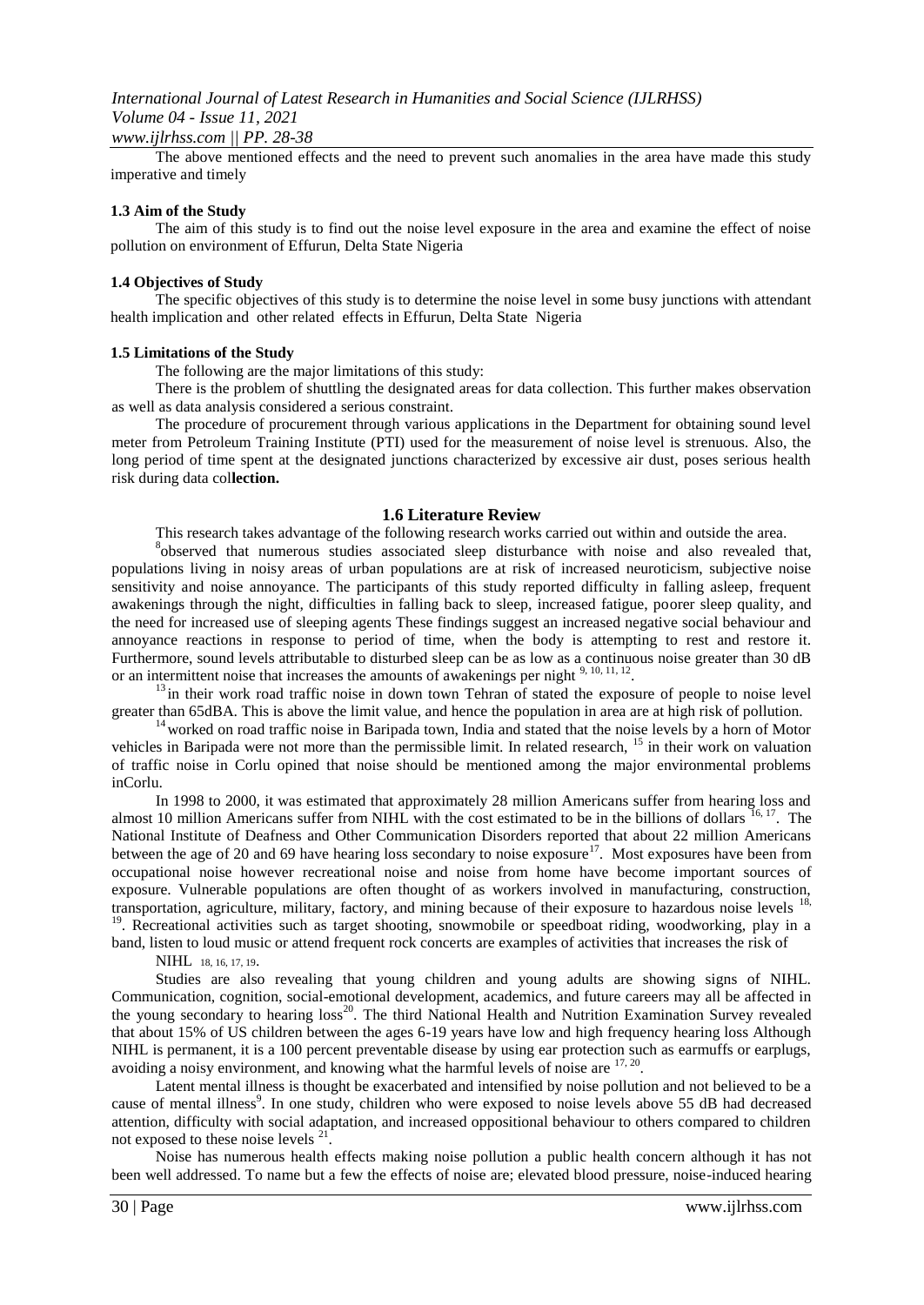The above mentioned effects and the need to prevent such anomalies in the area have made this study imperative and timely

### 1.3 Aim of the Study

The aim of this study is to find out the noise level exposure in the area and examine the effect of noise pollution on environment of Effurun, Delta State Nigeria

### 1.4 Objectives of Study

The specific objectives of this study is to determine the noise level in some busy junctions with attendant health implication and other related effects in Effurun, Delta State Nigeria

### 1.5 Limitations of the Study

The following are the major limitations of this study:

There is the problem of shuttling the designated areas for data collection. This further makes observation as well as data analysis considered a serious constraint.

The procedure of procurement through various applications in the Department for obtaining sound level meter from Petroleum Training Institute (PTI) used for the measurement of noise level is strenuous. Also, the long period of time spent at the designated junctions characterized by excessive air dust, poses serious health risk during data col**lection.**

## 1.6 Literature Review

This research takes advantage of the following research works carried out within and outside the area.

[8]observed that numerous studies associated sleep disturbance with noise and also revealed that, populations living in noisy areas of urban populations are at risk of increased neuroticism, subjective noise sensitivity and noise annoyance. The participants of this study reported difficulty in falling asleep, frequent awakenings through the night, difficulties in falling back to sleep, increased fatigue, poorer sleep quality, and the need for increased use of sleeping agents These findings suggest an increased negative social behaviour and annoyance reactions in response to period of time, when the body is attempting to rest and restore it. Furthermore, sound levels attributable to disturbed sleep can be as low as a continuous noise greater than 30 dB or an intermittent noise that increases the amounts of awakenings per night [9, 10, 11, 12].

[13] in their work road traffic noise in down town Tehran of stated the exposure of people to noise level greater than 65dBA. This is above the limit value, and hence the population in area are at high risk of pollution.

[14] worked on road traffic noise in Baripada town, India and stated that the noise levels by a horn of Motor vehicles in Baripada were not more than the permissible limit. In related research, [15] in their work on valuation of traffic noise in Corlu opined that noise should be mentioned among the major environmental problems inCorlu.

In 1998 to 2000, it was estimated that approximately 28 million Americans suffer from hearing loss and almost 10 million Americans suffer from NIHL with the cost estimated to be in the billions of dollars [16, 17]. The National Institute of Deafness and Other Communication Disorders reported that about 22 million Americans between the age of 20 and 69 have hearing loss secondary to noise exposure[17]. Most exposures have been from occupational noise however recreational noise and noise from home have become important sources of exposure. Vulnerable populations are often thought of as workers involved in manufacturing, construction, transportation, agriculture, military, factory, and mining because of their exposure to hazardous noise levels [18, 19]. Recreational activities such as target shooting, snowmobile or speedboat riding, woodworking, play in a band, listen to loud music or attend frequent rock concerts are examples of activities that increases the risk of NIHL [18, 16, 17, 19].

Studies are also revealing that young children and young adults are showing signs of NIHL. Communication, cognition, social-emotional development, academics, and future careers may all be affected in the young secondary to hearing loss[20]. The third National Health and Nutrition Examination Survey revealed that about 15% of US children between the ages 6-19 years have low and high frequency hearing loss Although NIHL is permanent, it is a 100 percent preventable disease by using ear protection such as earmuffs or earplugs, avoiding a noisy environment, and knowing what the harmful levels of noise are [17, 20].

Latent mental illness is thought be exacerbated and intensified by noise pollution and not believed to be a cause of mental illness[9]. In one study, children who were exposed to noise levels above 55 dB had decreased attention, difficulty with social adaptation, and increased oppositional behaviour to others compared to children not exposed to these noise levels [21].

Noise has numerous health effects making noise pollution a public health concern although it has not been well addressed. To name but a few the effects of noise are; elevated blood pressure, noise-induced hearing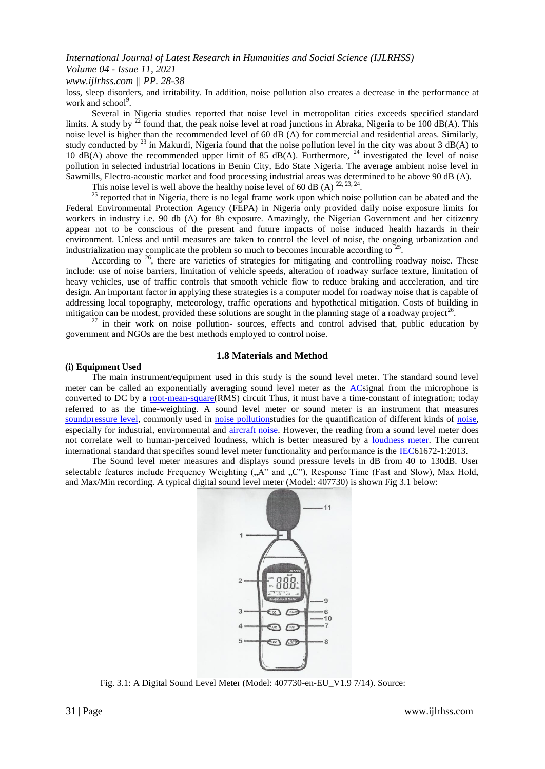loss, sleep disorders, and irritability. In addition, noise pollution also creates a decrease in the performance at work and school[9].

Several in Nigeria studies reported that noise level in metropolitan cities exceeds specified standard limits. A study by [22] found that, the peak noise level at road junctions in Abraka, Nigeria to be 100 dB(A). This noise level is higher than the recommended level of 60 dB (A) for commercial and residential areas. Similarly, study conducted by [23] in Makurdi, Nigeria found that the noise pollution level in the city was about 3 dB(A) to 10 dB(A) above the recommended upper limit of 85 dB(A). Furthermore, [24] investigated the level of noise pollution in selected industrial locations in Benin City, Edo State Nigeria. The average ambient noise level in Sawmills, Electro-acoustic market and food processing industrial areas was determined to be above 90 dB (A).

This noise level is well above the healthy noise level of 60 dB (A) [22, 23, 24].

[25] reported that in Nigeria, there is no legal frame work upon which noise pollution can be abated and the Federal Environmental Protection Agency (FEPA) in Nigeria only provided daily noise exposure limits for workers in industry i.e. 90 db (A) for 8h exposure. Amazingly, the Nigerian Government and her citizenry appear not to be conscious of the present and future impacts of noise induced health hazards in their environment. Unless and until measures are taken to control the level of noise, the ongoing urbanization and industrialization may complicate the problem so much to becomes incurable according to [25].

According to [26], there are varieties of strategies for mitigating and controlling roadway noise. These include: use of noise barriers, limitation of vehicle speeds, alteration of roadway surface texture, limitation of heavy vehicles, use of traffic controls that smooth vehicle flow to reduce braking and acceleration, and tire design. An important factor in applying these strategies is a computer model for roadway noise that is capable of addressing local topography, meteorology, traffic operations and hypothetical mitigation. Costs of building in mitigation can be modest, provided these solutions are sought in the planning stage of a roadway project[26].

[27] in their work on noise pollution- sources, effects and control advised that, public education by government and NGOs are the best methods employed to control noise.

## 1.8 Materials and Method

**(i) Equipment Used**

The main instrument/equipment used in this study is the sound level meter. The standard sound level meter can be called an exponentially averaging sound level meter as the ACsignal from the microphone is converted to DC by a root-mean-square(RMS) circuit Thus, it must have a time-constant of integration; today referred to as the time-weighting. A sound level meter or sound meter is an instrument that measures soundpressure level, commonly used in noise pollutionstudies for the quantification of different kinds of noise, especially for industrial, environmental and aircraft noise. However, the reading from a sound level meter does not correlate well to human-perceived loudness, which is better measured by a loudness meter. The current international standard that specifies sound level meter functionality and performance is the IEC61672-1:2013.

The Sound level meter measures and displays sound pressure levels in dB from 40 to 130dB. User selectable features include Frequency Weighting („A" and „C"), Response Time (Fast and Slow), Max Hold, and Max/Min recording. A typical digital sound level meter (Model: 407730) is shown Fig 3.1 below:

Fig. 3.1: A Digital Sound Level Meter (Model: 407730-en-EU_V1.9 7/14). Source: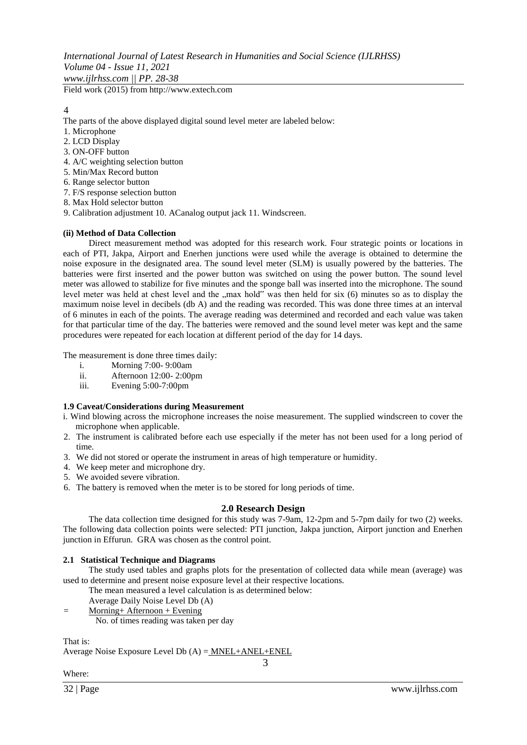Field work (2015) from http://www.extech.com

4

The parts of the above displayed digital sound level meter are labeled below:

1. Microphone
2. LCD Display
3. ON-OFF button
4. A/C weighting selection button
5. Min/Max Record button
6. Range selector button
7. F/S response selection button
8. Max Hold selector button
9. Calibration adjustment 10. ACanalog output jack 11. Windscreen.

**(ii) Method of Data Collection**

Direct measurement method was adopted for this research work. Four strategic points or locations in each of PTI, Jakpa, Airport and Enerhen junctions were used while the average is obtained to determine the noise exposure in the designated area. The sound level meter (SLM) is usually powered by the batteries. The batteries were first inserted and the power button was switched on using the power button. The sound level meter was allowed to stabilize for five minutes and the sponge ball was inserted into the microphone. The sound level meter was held at chest level and the „max hold" was then held for six (6) minutes so as to display the maximum noise level in decibels (db A) and the reading was recorded. This was done three times at an interval of 6 minutes in each of the points. The average reading was determined and recorded and each value was taken for that particular time of the day. The batteries were removed and the sound level meter was kept and the same procedures were repeated for each location at different period of the day for 14 days.

The measurement is done three times daily:

i. Morning 7:00- 9:00am
ii. Afternoon 12:00- 2:00pm
iii. Evening 5:00-7:00pm

**1.9 Caveat/Considerations during Measurement**

i. Wind blowing across the microphone increases the noise measurement. The supplied windscreen to cover the microphone when applicable.
2. The instrument is calibrated before each use especially if the meter has not been used for a long period of time.
3. We did not stored or operate the instrument in areas of high temperature or humidity.
4. We keep meter and microphone dry.
5. We avoided severe vibration.
6. The battery is removed when the meter is to be stored for long periods of time.

## 2.0 Research Design

The data collection time designed for this study was 7-9am, 12-2pm and 5-7pm daily for two (2) weeks. The following data collection points were selected: PTI junction, Jakpa junction, Airport junction and Enerhen junction in Effurun. GRA was chosen as the control point.

**2.1 Statistical Technique and Diagrams**

The study used tables and graphs plots for the presentation of collected data while mean (average) was used to determine and present noise exposure level at their respective locations.

The mean measured a level calculation is as determined below:

Average Daily Noise Level Db (A)

$$= \frac{\text{Morning} + \text{Afternoon} + \text{Evening}}{\text{No. of times reading was taken per day}}$$

That is:

$$\text{Average Noise Exposure Level Db (A)} = \frac{MNEL+ANEL+ENEL}{3}$$

Where: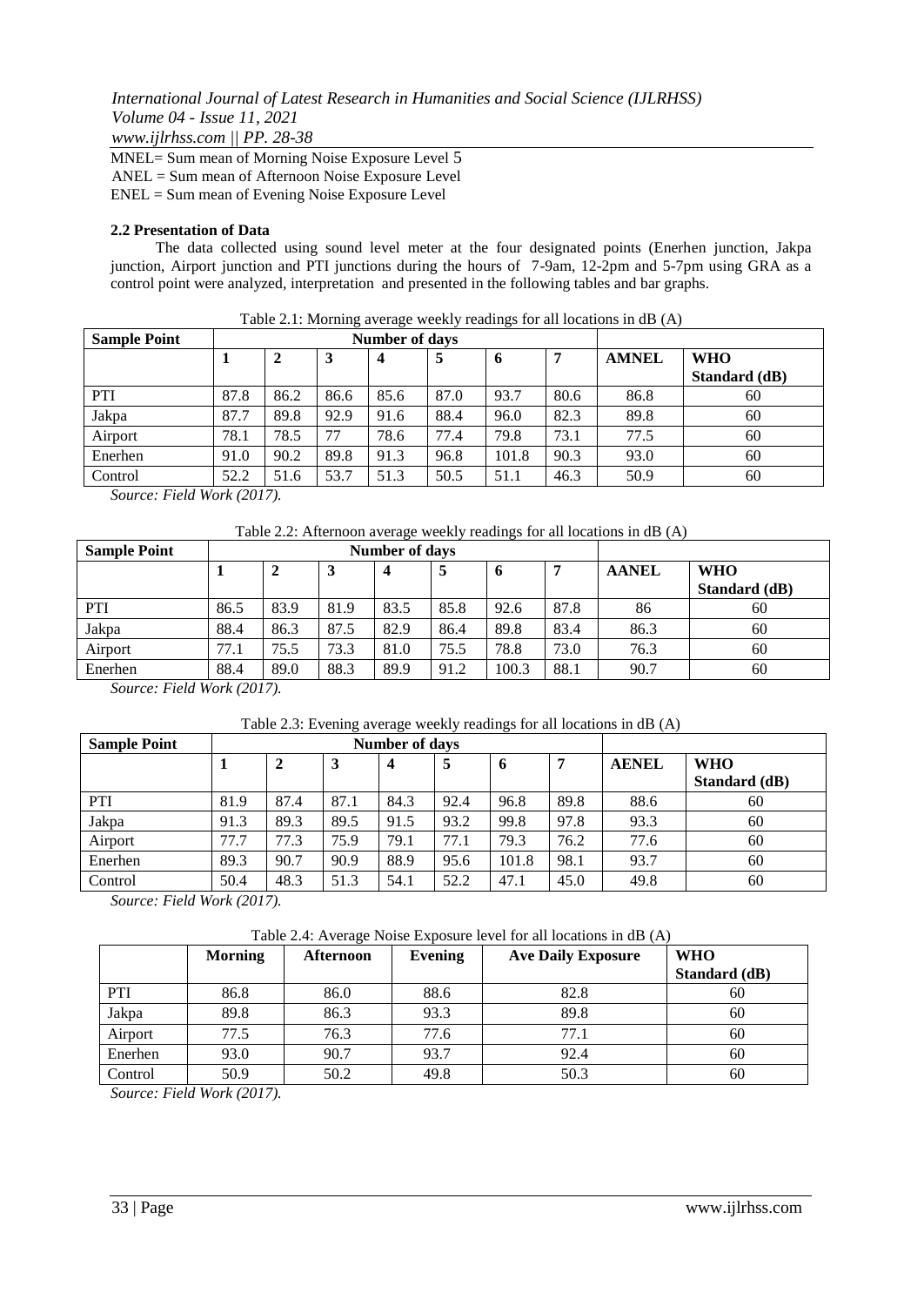MNEL= Sum mean of Morning Noise Exposure Level 5
ANEL = Sum mean of Afternoon Noise Exposure Level
ENEL = Sum mean of Evening Noise Exposure Level

### 2.2 Presentation of Data

The data collected using sound level meter at the four designated points (Enerhen junction, Jakpa junction, Airport junction and PTI junctions during the hours of 7-9am, 12-2pm and 5-7pm using GRA as a control point were analyzed, interpretation and presented in the following tables and bar graphs.

Table 2.1: Morning average weekly readings for all locations in dB (A)

| Sample Point | Number of days | | | | | | | | |
|---|---|---|---|---|---|---|---|---|---|
| | **1** | **2** | **3** | **4** | **5** | **6** | **7** | **AMNEL** | **WHO Standard (dB)** |
| PTI | 87.8 | 86.2 | 86.6 | 85.6 | 87.0 | 93.7 | 80.6 | 86.8 | 60 |
| Jakpa | 87.7 | 89.8 | 92.9 | 91.6 | 88.4 | 96.0 | 82.3 | 89.8 | 60 |
| Airport | 78.1 | 78.5 | 77 | 78.6 | 77.4 | 79.8 | 73.1 | 77.5 | 60 |
| Enerhen | 91.0 | 90.2 | 89.8 | 91.3 | 96.8 | 101.8 | 90.3 | 93.0 | 60 |
| Control | 52.2 | 51.6 | 53.7 | 51.3 | 50.5 | 51.1 | 46.3 | 50.9 | 60 |

*Source: Field Work (2017).*

Table 2.2: Afternoon average weekly readings for all locations in dB (A)

| Sample Point | Number of days | | | | | | | | |
|---|---|---|---|---|---|---|---|---|---|
| | **1** | **2** | **3** | **4** | **5** | **6** | **7** | **AANEL** | **WHO Standard (dB)** |
| PTI | 86.5 | 83.9 | 81.9 | 83.5 | 85.8 | 92.6 | 87.8 | 86 | 60 |
| Jakpa | 88.4 | 86.3 | 87.5 | 82.9 | 86.4 | 89.8 | 83.4 | 86.3 | 60 |
| Airport | 77.1 | 75.5 | 73.3 | 81.0 | 75.5 | 78.8 | 73.0 | 76.3 | 60 |
| Enerhen | 88.4 | 89.0 | 88.3 | 89.9 | 91.2 | 100.3 | 88.1 | 90.7 | 60 |

*Source: Field Work (2017).*

Table 2.3: Evening average weekly readings for all locations in dB (A)

| Sample Point | Number of days | | | | | | | | |
|---|---|---|---|---|---|---|---|---|---|
| | **1** | **2** | **3** | **4** | **5** | **6** | **7** | **AENEL** | **WHO Standard (dB)** |
| PTI | 81.9 | 87.4 | 87.1 | 84.3 | 92.4 | 96.8 | 89.8 | 88.6 | 60 |
| Jakpa | 91.3 | 89.3 | 89.5 | 91.5 | 93.2 | 99.8 | 97.8 | 93.3 | 60 |
| Airport | 77.7 | 77.3 | 75.9 | 79.1 | 77.1 | 79.3 | 76.2 | 77.6 | 60 |
| Enerhen | 89.3 | 90.7 | 90.9 | 88.9 | 95.6 | 101.8 | 98.1 | 93.7 | 60 |
| Control | 50.4 | 48.3 | 51.3 | 54.1 | 52.2 | 47.1 | 45.0 | 49.8 | 60 |

*Source: Field Work (2017).*

Table 2.4: Average Noise Exposure level for all locations in dB (A)

| | **Morning** | **Afternoon** | **Evening** | **Ave Daily Exposure** | **WHO Standard (dB)** |
|---|---|---|---|---|---|
| PTI | 86.8 | 86.0 | 88.6 | 82.8 | 60 |
| Jakpa | 89.8 | 86.3 | 93.3 | 89.8 | 60 |
| Airport | 77.5 | 76.3 | 77.6 | 77.1 | 60 |
| Enerhen | 93.0 | 90.7 | 93.7 | 92.4 | 60 |
| Control | 50.9 | 50.2 | 49.8 | 50.3 | 60 |

*Source: Field Work (2017).*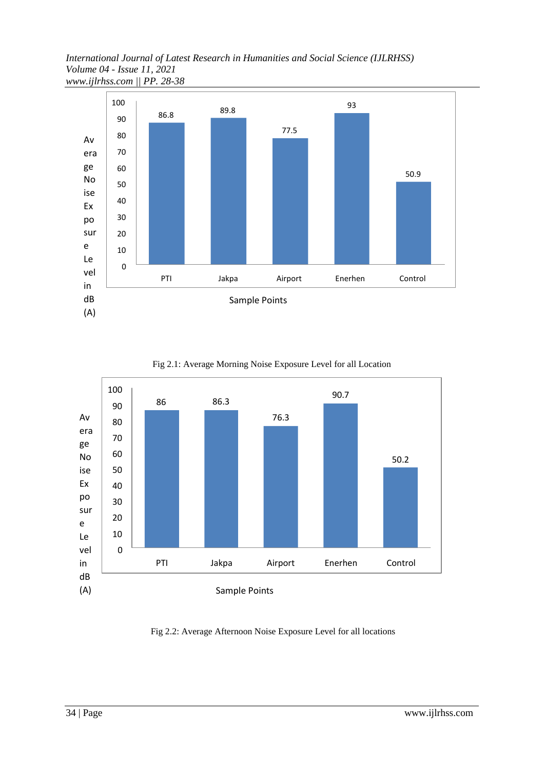| Sample Points | Average Noise Exposure Level in dB (A) |
|---|---|
| PTI | 86.8 |
| Jakpa | 89.8 |
| Airport | 77.5 |
| Enerhen | 93 |
| Control | 50.9 |

Fig 2.1: Average Morning Noise Exposure Level for all Location

| Sample Points | Average Noise Exposure Level in dB (A) |
|---|---|
| PTI | 86 |
| Jakpa | 86.3 |
| Airport | 76.3 |
| Enerhen | 90.7 |
| Control | 50.2 |

Fig 2.2: Average Afternoon Noise Exposure Level for all locations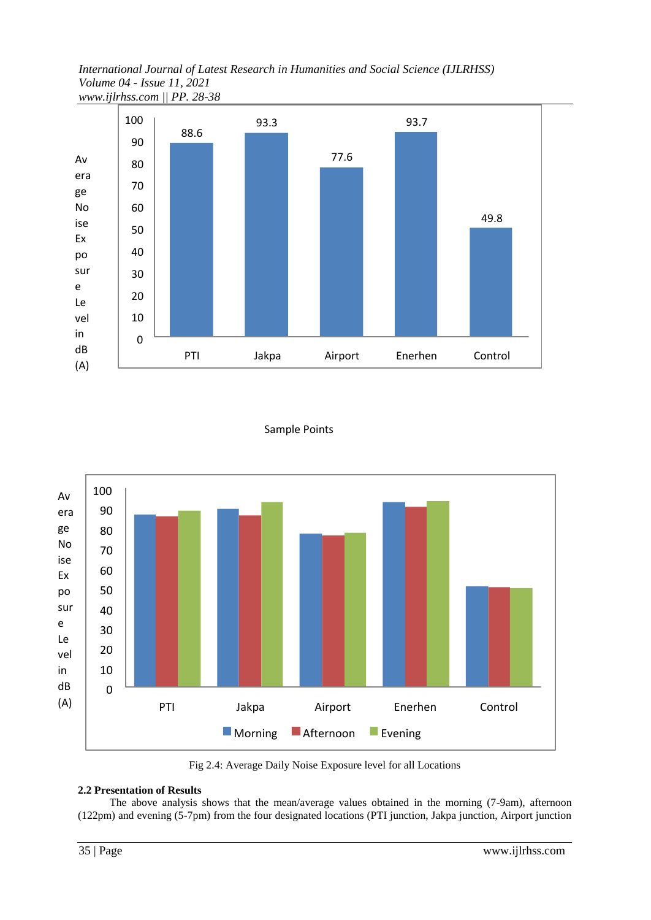Average Noise Exposure Level in dB (A)

| Sample Points | Average Noise Exposure Level in dB (A) |
|---|---|
| PTI | 88.6 |
| Jakpa | 93.3 |
| Airport | 77.6 |
| Enerhen | 93.7 |
| Control | 49.8 |

Sample Points

Average Noise Exposure Level in dB (A)

PTI, Jakpa, Airport, Enerhen, Control

Morning, Afternoon, Evening

Fig 2.4: Average Daily Noise Exposure level for all Locations

### 2.2 Presentation of Results

The above analysis shows that the mean/average values obtained in the morning (7-9am), afternoon (122pm) and evening (5-7pm) from the four designated locations (PTI junction, Jakpa junction, Airport junction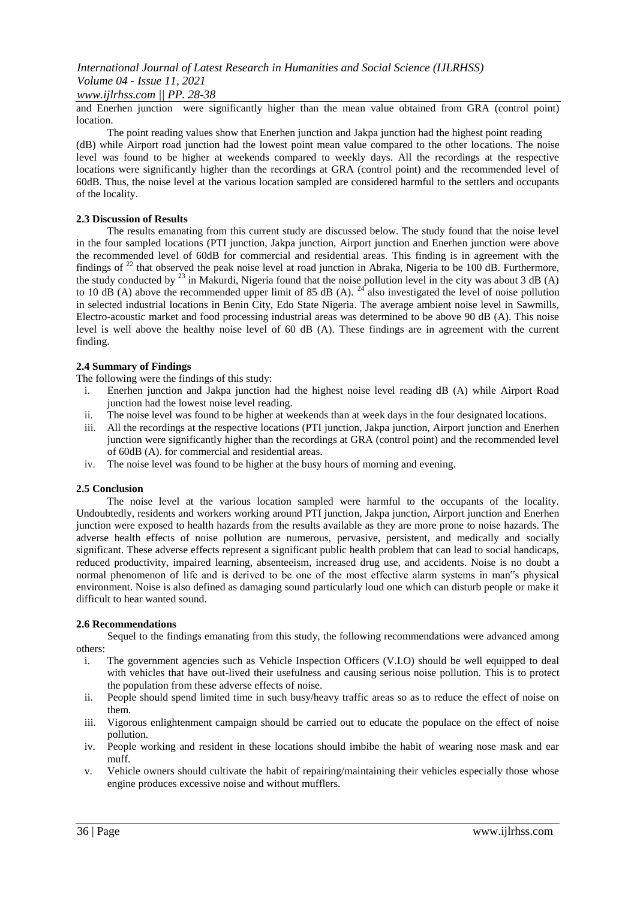and Enerhen junction were significantly higher than the mean value obtained from GRA (control point) location.

The point reading values show that Enerhen junction and Jakpa junction had the highest point reading (dB) while Airport road junction had the lowest point mean value compared to the other locations. The noise level was found to be higher at weekends compared to weekly days. All the recordings at the respective locations were significantly higher than the recordings at GRA (control point) and the recommended level of 60dB. Thus, the noise level at the various location sampled are considered harmful to the settlers and occupants of the locality.

### 2.3 Discussion of Results

The results emanating from this current study are discussed below. The study found that the noise level in the four sampled locations (PTI junction, Jakpa junction, Airport junction and Enerhen junction were above the recommended level of 60dB for commercial and residential areas. This finding is in agreement with the findings of [22] that observed the peak noise level at road junction in Abraka, Nigeria to be 100 dB. Furthermore, the study conducted by [23] in Makurdi, Nigeria found that the noise pollution level in the city was about 3 dB (A) to 10 dB (A) above the recommended upper limit of 85 dB (A). [24] also investigated the level of noise pollution in selected industrial locations in Benin City, Edo State Nigeria. The average ambient noise level in Sawmills, Electro-acoustic market and food processing industrial areas was determined to be above 90 dB (A). This noise level is well above the healthy noise level of 60 dB (A). These findings are in agreement with the current finding.

### 2.4 Summary of Findings

The following were the findings of this study:

i. Enerhen junction and Jakpa junction had the highest noise level reading dB (A) while Airport Road junction had the lowest noise level reading.
ii. The noise level was found to be higher at weekends than at week days in the four designated locations.
iii. All the recordings at the respective locations (PTI junction, Jakpa junction, Airport junction and Enerhen junction were significantly higher than the recordings at GRA (control point) and the recommended level of 60dB (A). for commercial and residential areas.
iv. The noise level was found to be higher at the busy hours of morning and evening.

### 2.5 Conclusion

The noise level at the various location sampled were harmful to the occupants of the locality. Undoubtedly, residents and workers working around PTI junction, Jakpa junction, Airport junction and Enerhen junction were exposed to health hazards from the results available as they are more prone to noise hazards. The adverse health effects of noise pollution are numerous, pervasive, persistent, and medically and socially significant. These adverse effects represent a significant public health problem that can lead to social handicaps, reduced productivity, impaired learning, absenteeism, increased drug use, and accidents. Noise is no doubt a normal phenomenon of life and is derived to be one of the most effective alarm systems in man"s physical environment. Noise is also defined as damaging sound particularly loud one which can disturb people or make it difficult to hear wanted sound.

### 2.6 Recommendations

Sequel to the findings emanating from this study, the following recommendations were advanced among others:

i. The government agencies such as Vehicle Inspection Officers (V.I.O) should be well equipped to deal with vehicles that have out-lived their usefulness and causing serious noise pollution. This is to protect the population from these adverse effects of noise.
ii. People should spend limited time in such busy/heavy traffic areas so as to reduce the effect of noise on them.
iii. Vigorous enlightenment campaign should be carried out to educate the populace on the effect of noise pollution.
iv. People working and resident in these locations should imbibe the habit of wearing nose mask and ear muff.
v. Vehicle owners should cultivate the habit of repairing/maintaining their vehicles especially those whose engine produces excessive noise and without mufflers.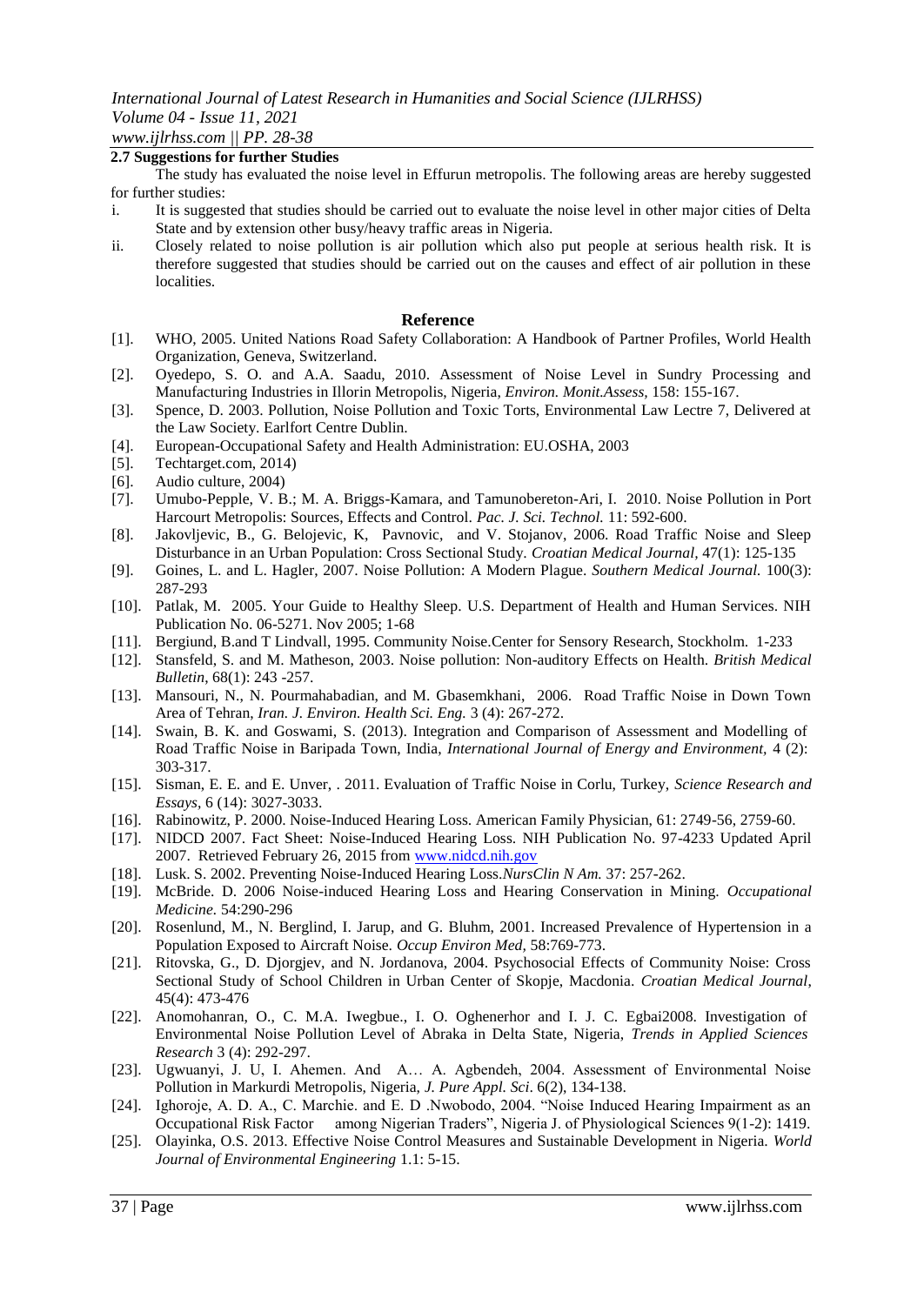### 2.7 Suggestions for further Studies

The study has evaluated the noise level in Effurun metropolis. The following areas are hereby suggested for further studies:

i. It is suggested that studies should be carried out to evaluate the noise level in other major cities of Delta State and by extension other busy/heavy traffic areas in Nigeria.

ii. Closely related to noise pollution is air pollution which also put people at serious health risk. It is therefore suggested that studies should be carried out on the causes and effect of air pollution in these localities.

## Reference

[1]. WHO, 2005. United Nations Road Safety Collaboration: A Handbook of Partner Profiles, World Health Organization, Geneva, Switzerland.

[2]. Oyedepo, S. O. and A.A. Saadu, 2010. Assessment of Noise Level in Sundry Processing and Manufacturing Industries in Illorin Metropolis, Nigeria, *Environ. Monit.Assess,* 158: 155-167.

[3]. Spence, D. 2003. Pollution, Noise Pollution and Toxic Torts, Environmental Law Lectre 7, Delivered at the Law Society. Earlfort Centre Dublin.

[4]. European-Occupational Safety and Health Administration: EU.OSHA, 2003

[5]. Techtarget.com, 2014)

[6]. Audio culture, 2004)

[7]. Umubo-Pepple, V. B.; M. A. Briggs-Kamara, and Tamunobereton-Ari, I. 2010. Noise Pollution in Port Harcourt Metropolis: Sources, Effects and Control. *Pac. J. Sci. Technol.* 11: 592-600.

[8]. Jakovljevic, B., G. Belojevic, K, Pavnovic, and V. Stojanov, 2006. Road Traffic Noise and Sleep Disturbance in an Urban Population: Cross Sectional Study. *Croatian Medical Journal*, 47(1): 125-135

[9]. Goines, L. and L. Hagler, 2007. Noise Pollution: A Modern Plague. *Southern Medical Journal.* 100(3): 287-293

[10]. Patlak, M. 2005. Your Guide to Healthy Sleep. U.S. Department of Health and Human Services. NIH Publication No. 06-5271. Nov 2005; 1-68

[11]. Bergiund, B.and T Lindvall, 1995. Community Noise.Center for Sensory Research, Stockholm. 1-233

[12]. Stansfeld, S. and M. Matheson, 2003. Noise pollution: Non-auditory Effects on Health. *British Medical Bulletin*, 68(1): 243 -257.

[13]. Mansouri, N., N. Pourmahabadian, and M. Gbasemkhani, 2006. Road Traffic Noise in Down Town Area of Tehran, *Iran. J. Environ. Health Sci. Eng.* 3 (4): 267-272.

[14]. Swain, B. K. and Goswami, S. (2013). Integration and Comparison of Assessment and Modelling of Road Traffic Noise in Baripada Town, India, *International Journal of Energy and Environment*, 4 (2): 303-317.

[15]. Sisman, E. E. and E. Unver, . 2011. Evaluation of Traffic Noise in Corlu, Turkey, *Science Research and Essays*, 6 (14): 3027-3033.

[16]. Rabinowitz, P. 2000. Noise-Induced Hearing Loss. American Family Physician, 61: 2749-56, 2759-60.

[17]. NIDCD 2007. Fact Sheet: Noise-Induced Hearing Loss. NIH Publication No. 97-4233 Updated April 2007. Retrieved February 26, 2015 from www.nidcd.nih.gov

[18]. Lusk. S. 2002. Preventing Noise-Induced Hearing Loss.*NursClin N Am.* 37: 257-262.

[19]. McBride. D. 2006 Noise-induced Hearing Loss and Hearing Conservation in Mining. *Occupational Medicine.* 54:290-296

[20]. Rosenlund, M., N. Berglind, I. Jarup, and G. Bluhm, 2001. Increased Prevalence of Hypertension in a Population Exposed to Aircraft Noise. *Occup Environ Med*, 58:769-773.

[21]. Ritovska, G., D. Djorgjev, and N. Jordanova, 2004. Psychosocial Effects of Community Noise: Cross Sectional Study of School Children in Urban Center of Skopje, Macdonia. *Croatian Medical Journal*, 45(4): 473-476

[22]. Anomohanran, O., C. M.A. Iwegbue., I. O. Oghenerhor and I. J. C. Egbai2008. Investigation of Environmental Noise Pollution Level of Abraka in Delta State, Nigeria, *Trends in Applied Sciences Research* 3 (4): 292-297.

[23]. Ugwuanyi, J. U, I. Ahemen. And A… A. Agbendeh, 2004. Assessment of Environmental Noise Pollution in Markurdi Metropolis, Nigeria, *J. Pure Appl. Sci*. 6(2), 134-138.

[24]. Ighoroje, A. D. A., C. Marchie. and E. D .Nwobodo, 2004. "Noise Induced Hearing Impairment as an Occupational Risk Factor among Nigerian Traders", Nigeria J. of Physiological Sciences 9(1-2): 1419.

[25]. Olayinka, O.S. 2013. Effective Noise Control Measures and Sustainable Development in Nigeria. *World Journal of Environmental Engineering* 1.1: 5-15.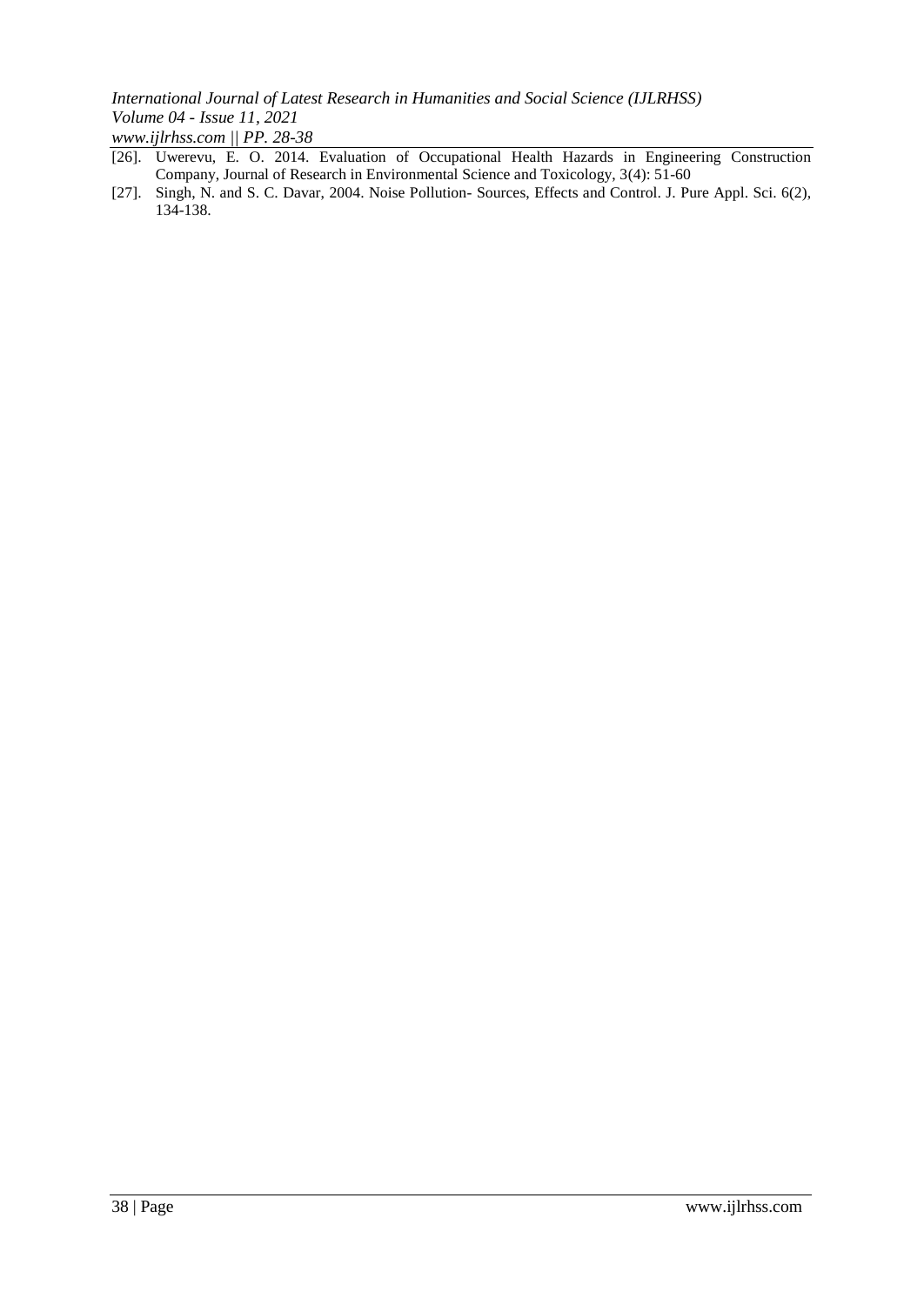[26]. Uwerevu, E. O. 2014. Evaluation of Occupational Health Hazards in Engineering Construction Company, Journal of Research in Environmental Science and Toxicology, 3(4): 51-60

[27]. Singh, N. and S. C. Davar, 2004. Noise Pollution- Sources, Effects and Control. J. Pure Appl. Sci. 6(2), 134-138.